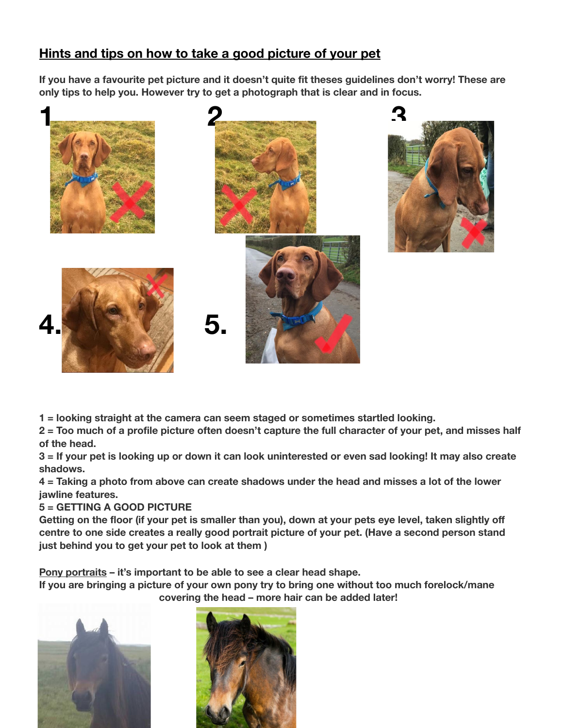# Hints and tips on how to take a good picture of your pet

**If you have a favourite pet picture and it doesn't quite fit theses guidelines don't worry! These are only tips to help you. However try to get a photograph that is clear and in focus.**

**1 = looking straight at the camera can seem staged or sometimes startled looking.**

**2 = Too much of a profile picture often doesn't capture the full character of your pet, and misses half of the head.**

**3 = If your pet is looking up or down it can look uninterested or even sad looking! It may also create shadows.**

**4 = Taking a photo from above can create shadows under the head and misses a lot of the lower jawline features.**

**5 = GETTING A GOOD PICTURE**

**Getting on the floor (if your pet is smaller than you), down at your pets eye level, taken slightly off centre to one side creates a really good portrait picture of your pet. (Have a second person stand just behind you to get your pet to look at them )**

**Pony portraits – it's important to be able to see a clear head shape.**

**If you are bringing a picture of your own pony try to bring one without too much forelock/mane covering the head – more hair can be added later!**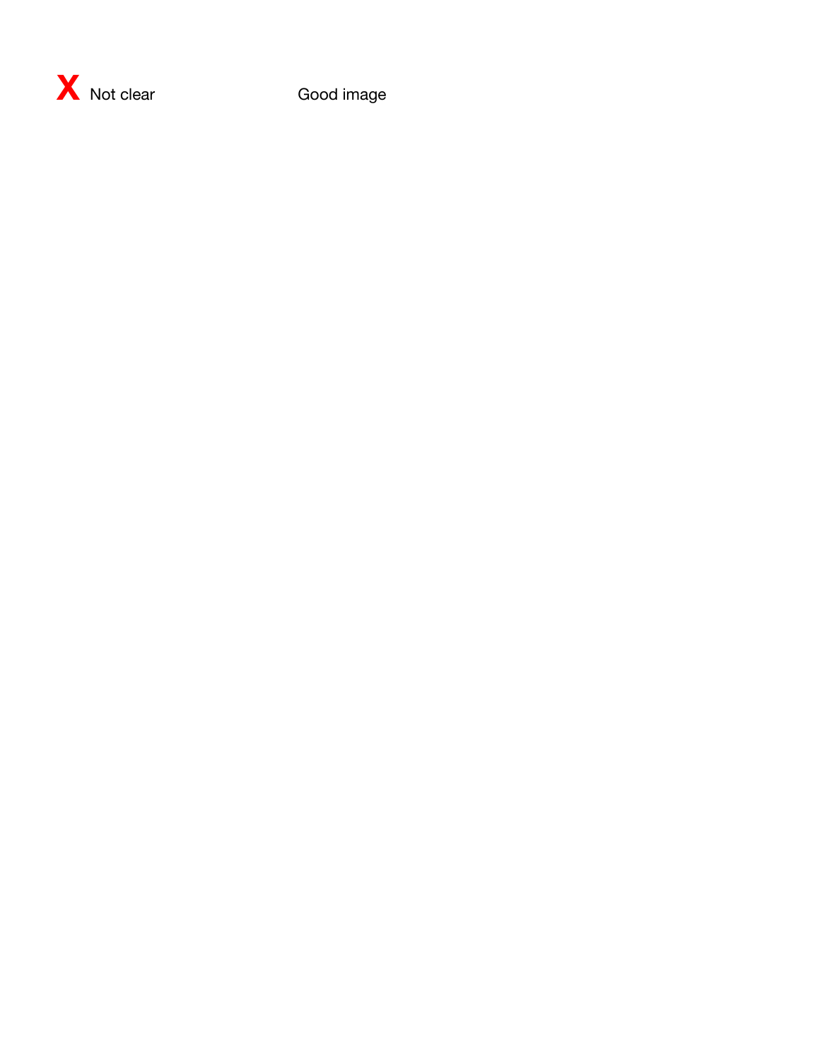X Not clear

Good image